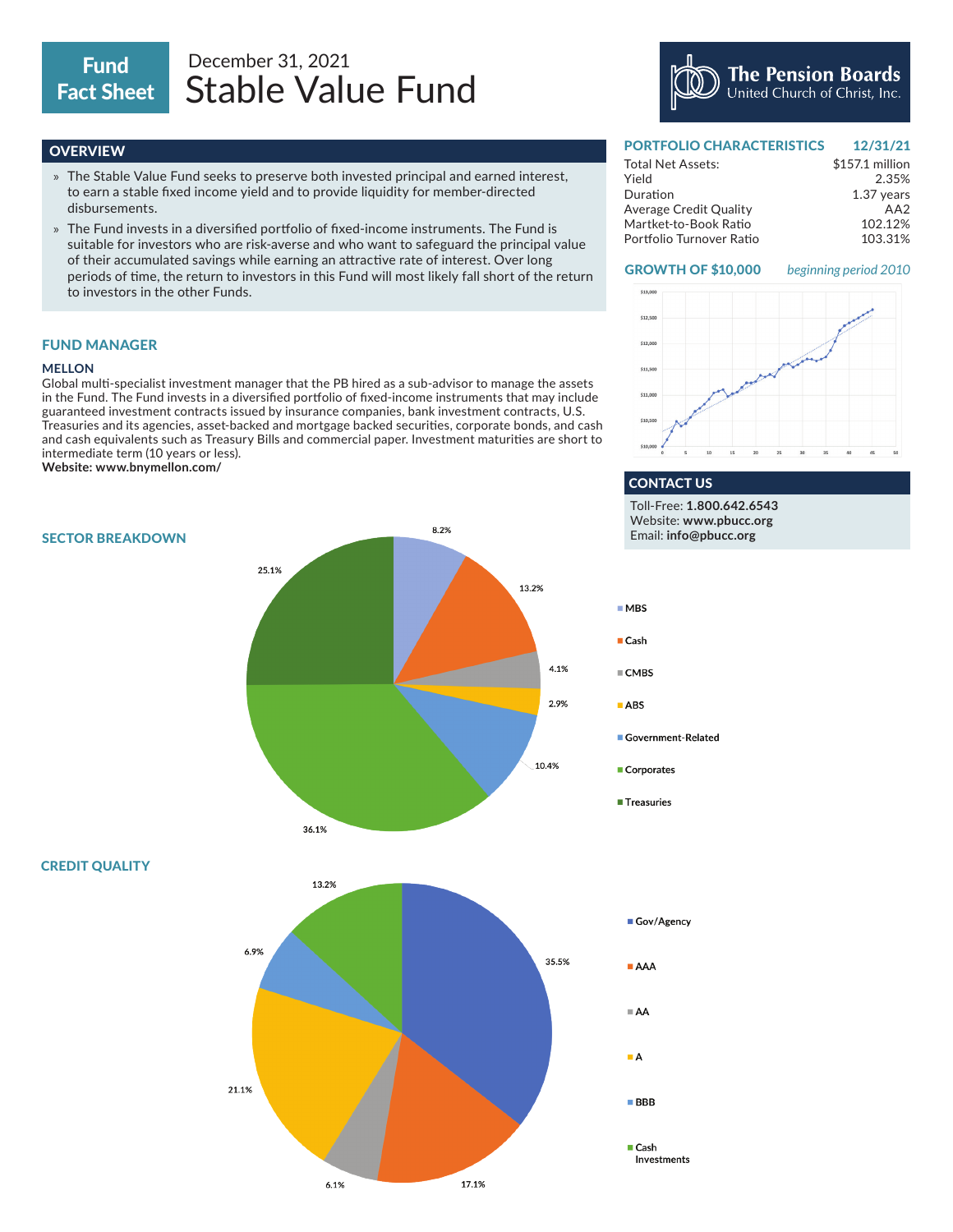# Fund Fact Sheet

December 31, 2021

# Stable Value Fund

The Pension Boards United Church of Christ, Inc.

## OVERVIEW

- The Stable Value Fund seeks to preserve both invested principal and earned interest, to earn a stable fixed income yield and to provide liquidity for member-directed disbursements.
- The Fund invests in a diversified portfolio of fixed-income instruments. The Fund is suitable for investors who are risk-averse and who want to safeguard the principal value of their accumulated savings while earning an attractive rate of interest. Over long periods of time, the return to investors in this Fund will most likely fall short of the return to investors in the other Funds.

## FUND MANAGER

### MELLON

Global multi-specialist investment manager that the PB hired as a sub-advisor to manage the assets in the Fund. The Fund invests in a diversified portfolio of fixed-income instruments that may include guaranteed investment contracts issued by insurance companies, bank investment contracts, U.S. Treasuries and its agencies, asset-backed and mortgage backed securities, corporate bonds, and cash and cash equivalents such as Treasury Bills and commercial paper. Investment maturities are short to intermediate term (10 years or less).

**Website: www.bnymellon.com/**

## PORTFOLIO CHARACTERISTICS

| PORTFOLIO CHARACTERISTICS | 12/31/21 |
|---|---|
| Total Net Assets: | $157.1 million |
| Yield | 2.35% |
| Duration | 1.37 years |
| Average Credit Quality | AA2 |
| Martket-to-Book Ratio | 102.12% |
| Portfolio Turnover Ratio | 103.31% |

## GROWTH OF $10,000

*beginning period 2010*

## CONTACT US

Toll-Free: **1.800.642.6543**
Website: **www.pbucc.org**
Email: **info@pbucc.org**

## SECTOR BREAKDOWN

| Sector | % |
|---|---|
| MBS | 8.2% |
| Cash | 13.2% |
| CMBS | 4.1% |
| ABS | 2.9% |
| Government-Related | 10.4% |
| Corporates | 36.1% |
| Treasuries | 25.1% |

## CREDIT QUALITY

| Credit Quality | % |
|---|---|
| Gov/Agency | 35.5% |
| AAA | 17.1% |
| AA | 6.1% |
| A | 21.1% |
| BBB | 6.9% |
| Cash Investments | 13.2% |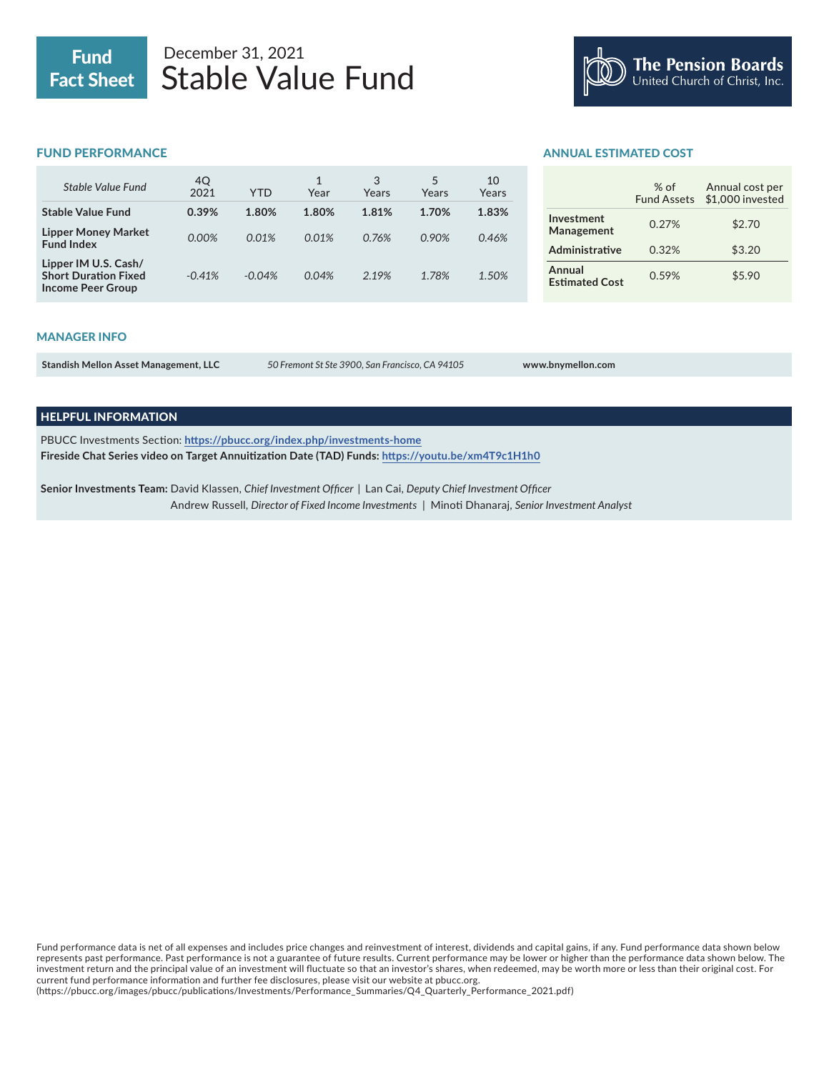# Fund Fact Sheet

December 31, 2021

# Stable Value Fund

The Pension Boards United Church of Christ, Inc.

## FUND PERFORMANCE

| *Stable Value Fund* | 4Q 2021 | YTD | 1 Year | 3 Years | 5 Years | 10 Years |
|---|---|---|---|---|---|---|
| **Stable Value Fund** | **0.39%** | **1.80%** | **1.80%** | **1.81%** | **1.70%** | **1.83%** |
| **Lipper Money Market Fund Index** | *0.00%* | *0.01%* | *0.01%* | *0.76%* | *0.90%* | *0.46%* |
| **Lipper IM U.S. Cash/ Short Duration Fixed Income Peer Group** | *-0.41%* | *-0.04%* | *0.04%* | *2.19%* | *1.78%* | *1.50%* |

## ANNUAL ESTIMATED COST

| | % of Fund Assets | Annual cost per $1,000 invested |
|---|---|---|
| **Investment Management** | 0.27% | $2.70 |
| **Administrative** | 0.32% | $3.20 |
| **Annual Estimated Cost** | 0.59% | $5.90 |

## MANAGER INFO

**Standish Mellon Asset Management, LLC** | *50 Fremont St Ste 3900, San Francisco, CA 94105* | **www.bnymellon.com**

## HELPFUL INFORMATION

PBUCC Investments Section: **https://pbucc.org/index.php/investments-home**

**Fireside Chat Series video on Target Annuitization Date (TAD) Funds: https://youtu.be/xm4T9c1H1h0**

**Senior Investments Team:** David Klassen, *Chief Investment Officer* | Lan Cai, *Deputy Chief Investment Officer*
Andrew Russell, *Director of Fixed Income Investments* | Minoti Dhanaraj, *Senior Investment Analyst*

Fund performance data is net of all expenses and includes price changes and reinvestment of interest, dividends and capital gains, if any. Fund performance data shown below represents past performance. Past performance is not a guarantee of future results. Current performance may be lower or higher than the performance data shown below. The investment return and the principal value of an investment will fluctuate so that an investor's shares, when redeemed, may be worth more or less than their original cost. For current fund performance information and further fee disclosures, please visit our website at pbucc.org.
(https://pbucc.org/images/pbucc/publications/Investments/Performance_Summaries/Q4_Quarterly_Performance_2021.pdf)